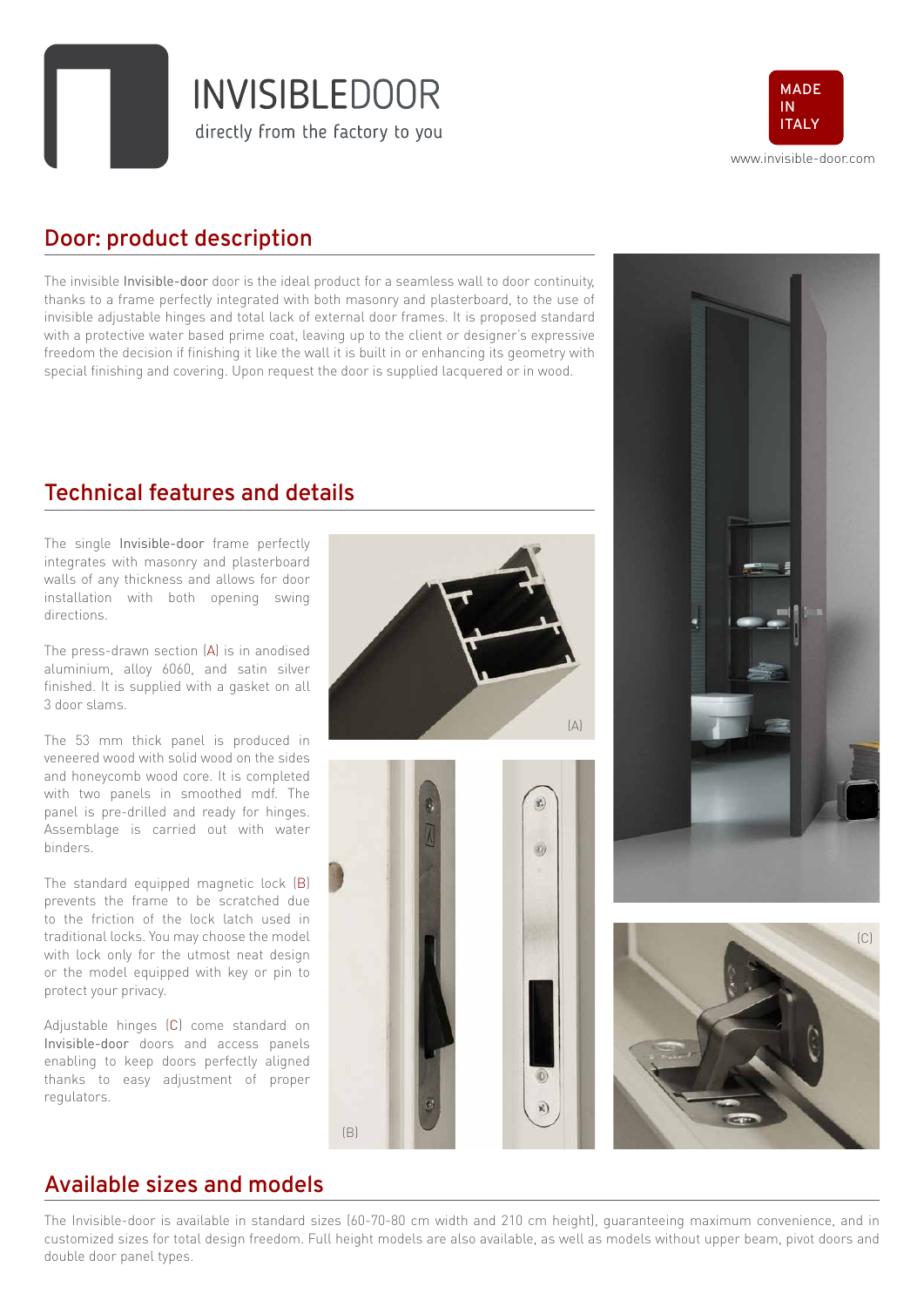# INVISIBLEDOOR

directly from the factory to you

MADE IN ITALY

www.invisible-door.com

## Door: product description

The invisible Invisible-door door is the ideal product for a seamless wall to door continuity, thanks to a frame perfectly integrated with both masonry and plasterboard, to the use of invisible adjustable hinges and total lack of external door frames. It is proposed standard with a protective water based prime coat, leaving up to the client or designer's expressive freedom the decision if finishing it like the wall it is built in or enhancing its geometry with special finishing and covering. Upon request the door is supplied lacquered or in wood.

## Technical features and details

The single Invisible-door frame perfectly integrates with masonry and plasterboard walls of any thickness and allows for door installation with both opening swing directions.

The press-drawn section (A) is in anodised aluminium, alloy 6060, and satin silver finished. It is supplied with a gasket on all 3 door slams.

The 53 mm thick panel is produced in veneered wood with solid wood on the sides and honeycomb wood core. It is completed with two panels in smoothed mdf. The panel is pre-drilled and ready for hinges. Assemblage is carried out with water binders.

The standard equipped magnetic lock (B) prevents the frame to be scratched due to the friction of the lock latch used in traditional locks. You may choose the model with lock only for the utmost neat design or the model equipped with key or pin to protect your privacy.

Adjustable hinges (C) come standard on Invisible-door doors and access panels enabling to keep doors perfectly aligned thanks to easy adjustment of proper regulators.

(A)

(B)

(C)

## Available sizes and models

The Invisible-door is available in standard sizes (60-70-80 cm width and 210 cm height), guaranteeing maximum convenience, and in customized sizes for total design freedom. Full height models are also available, as well as models without upper beam, pivot doors and double door panel types.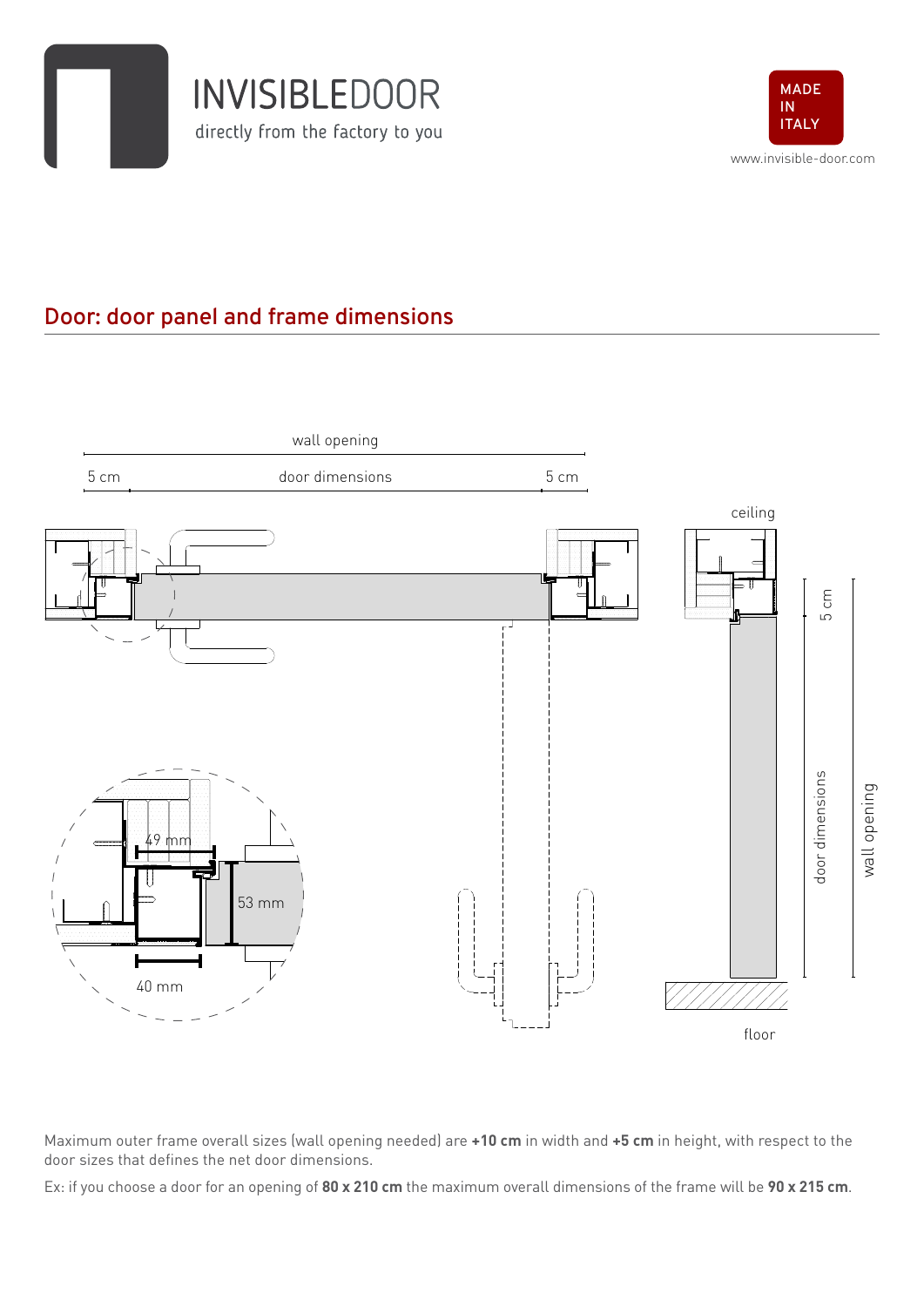INVISIBLEDOOR

directly from the factory to you

MADE IN ITALY

www.invisible-door.com

## Door: door panel and frame dimensions

wall opening

5 cm — door dimensions — 5 cm

ceiling

49 mm

53 mm

40 mm

5 cm

door dimensions

wall opening

floor

Maximum outer frame overall sizes (wall opening needed) are **+10 cm** in width and **+5 cm** in height, with respect to the door sizes that defines the net door dimensions.

Ex: if you choose a door for an opening of **80 x 210 cm** the maximum overall dimensions of the frame will be **90 x 215 cm**.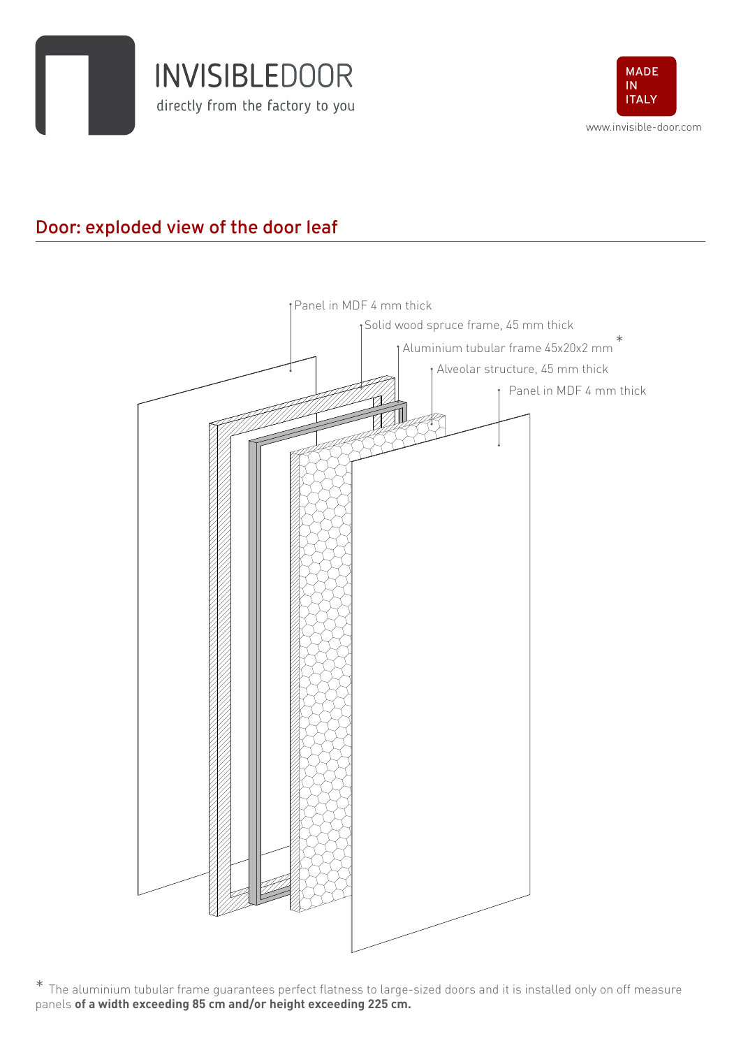INVISIBLEDOOR

directly from the factory to you

MADE IN ITALY

www.invisible-door.com

## Door: exploded view of the door leaf

Panel in MDF 4 mm thick

Solid wood spruce frame, 45 mm thick

Aluminium tubular frame 45x20x2 mm *

Alveolar structure, 45 mm thick

Panel in MDF 4 mm thick

* The aluminium tubular frame guarantees perfect flatness to large-sized doors and it is installed only on off measure panels **of a width exceeding 85 cm and/or height exceeding 225 cm.**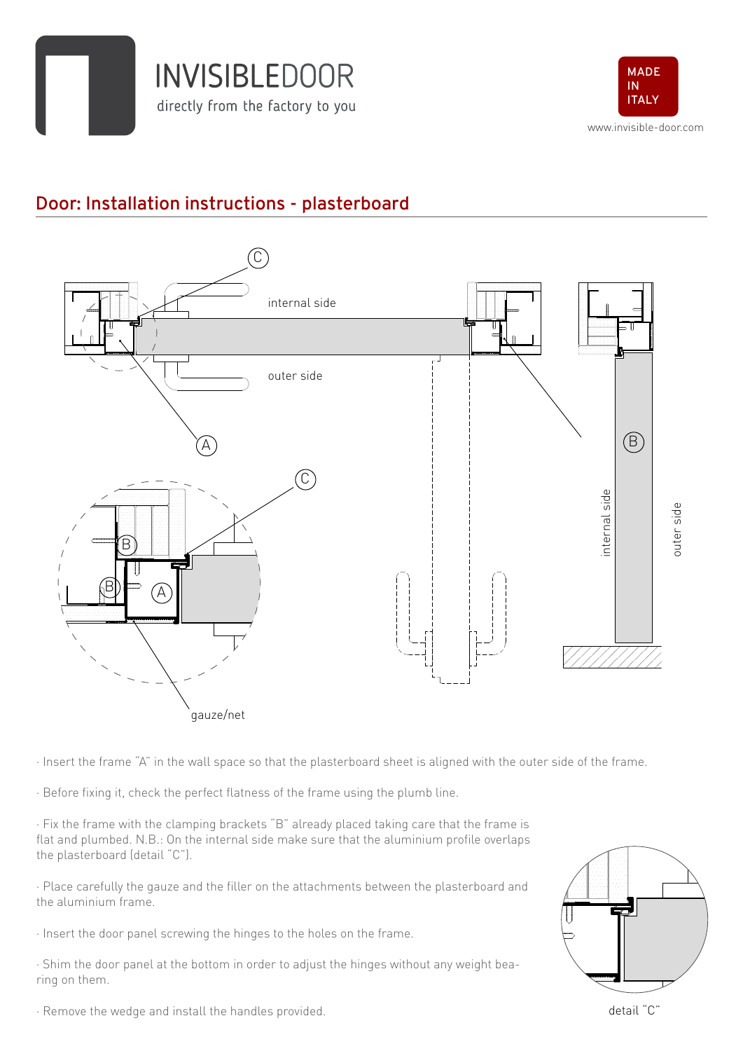# INVISIBLEDOOR

directly from the factory to you

MADE IN ITALY

www.invisible-door.com

## Door: Installation instructions - plasterboard

· Insert the frame "A" in the wall space so that the plasterboard sheet is aligned with the outer side of the frame.

· Before fixing it, check the perfect flatness of the frame using the plumb line.

· Fix the frame with the clamping brackets "B" already placed taking care that the frame is flat and plumbed. N.B.: On the internal side make sure that the aluminium profile overlaps the plasterboard (detail "C").

· Place carefully the gauze and the filler on the attachments between the plasterboard and the aluminium frame.

· Insert the door panel screwing the hinges to the holes on the frame.

· Shim the door panel at the bottom in order to adjust the hinges without any weight bearing on them.

· Remove the wedge and install the handles provided.

detail "C"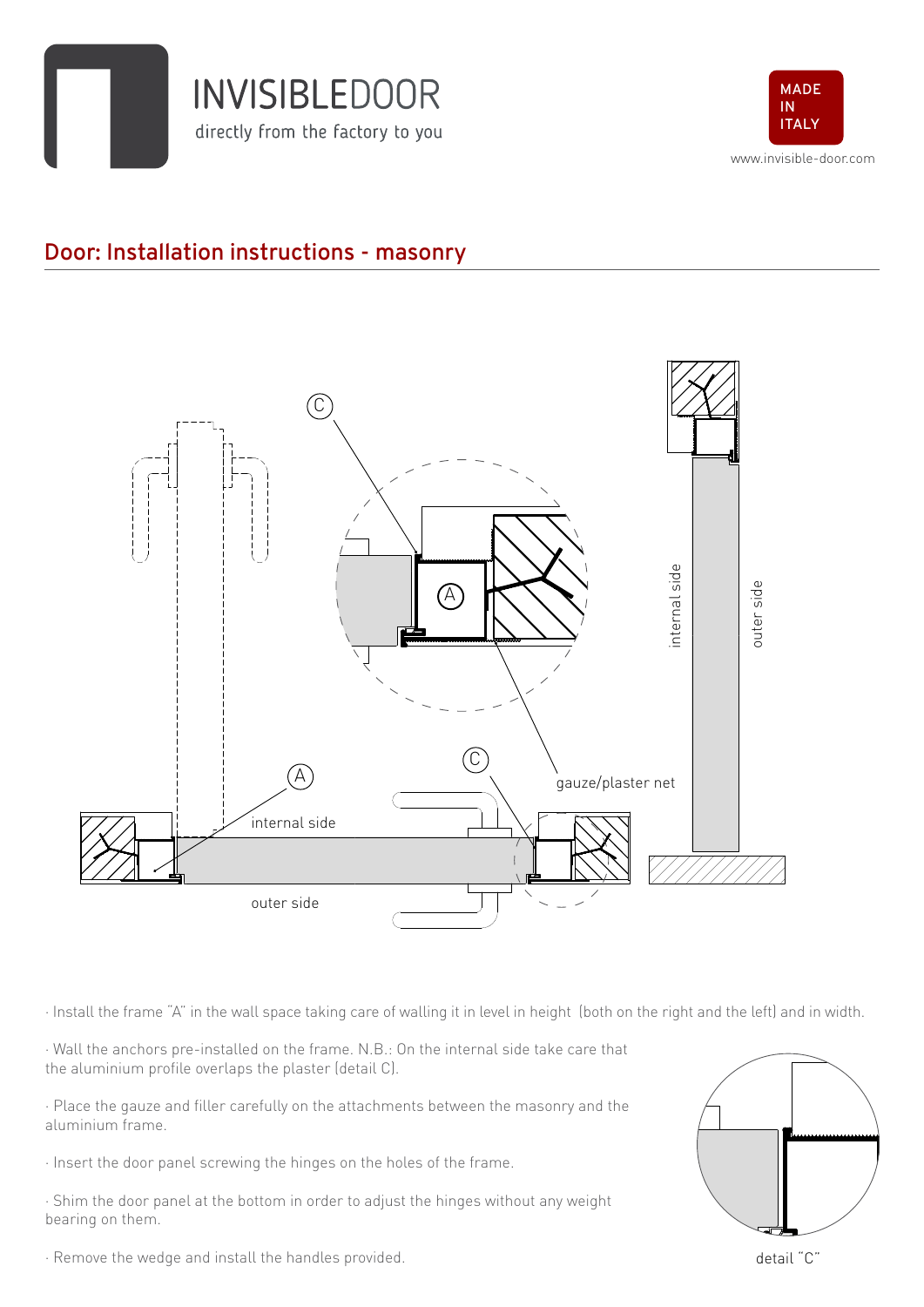INVISIBLEDOOR

directly from the factory to you

MADE IN ITALY

www.invisible-door.com

## Door: Installation instructions - masonry

C

A

internal side

outer side

gauze/plaster net

internal side

outer side

- Install the frame "A" in the wall space taking care of walling it in level in height (both on the right and the left) and in width.
- Wall the anchors pre-installed on the frame. N.B.: On the internal side take care that the aluminium profile overlaps the plaster (detail C).
- Place the gauze and filler carefully on the attachments between the masonry and the aluminium frame.
- Insert the door panel screwing the hinges on the holes of the frame.
- Shim the door panel at the bottom in order to adjust the hinges without any weight bearing on them.
- Remove the wedge and install the handles provided.

detail "C"